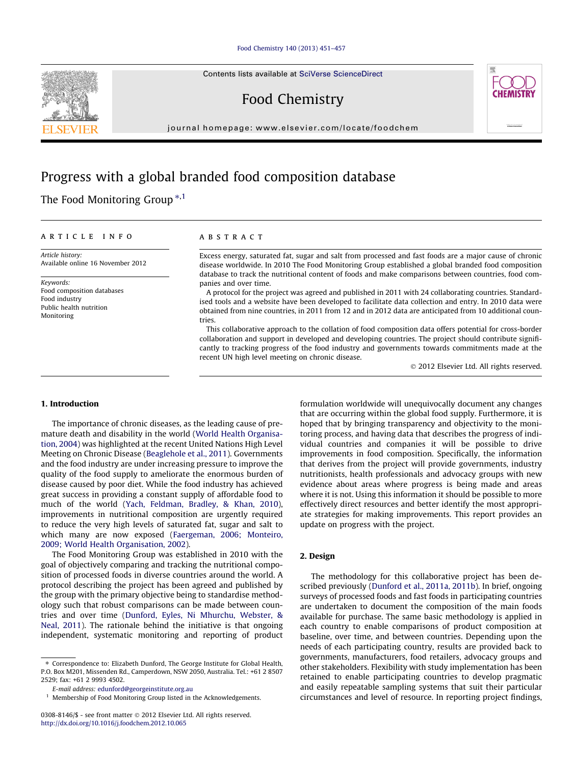# Progress with a global branded food composition database

The Food Monitoring Group [*,1]

**ARTICLE INFO**

*Article history:*
Available online 16 November 2012

*Keywords:*
Food composition databases
Food industry
Public health nutrition
Monitoring

**ABSTRACT**

Excess energy, saturated fat, sugar and salt from processed and fast foods are a major cause of chronic disease worldwide. In 2010 The Food Monitoring Group established a global branded food composition database to track the nutritional content of foods and make comparisons between countries, food companies and over time.

A protocol for the project was agreed and published in 2011 with 24 collaborating countries. Standardised tools and a website have been developed to facilitate data collection and entry. In 2010 data were obtained from nine countries, in 2011 from 12 and in 2012 data are anticipated from 10 additional countries.

This collaborative approach to the collation of food composition data offers potential for cross-border collaboration and support in developed and developing countries. The project should contribute significantly to tracking progress of the food industry and governments towards commitments made at the recent UN high level meeting on chronic disease.

© 2012 Elsevier Ltd. All rights reserved.

## 1. Introduction

The importance of chronic diseases, as the leading cause of premature death and disability in the world (World Health Organisation, 2004) was highlighted at the recent United Nations High Level Meeting on Chronic Disease (Beaglehole et al., 2011). Governments and the food industry are under increasing pressure to improve the quality of the food supply to ameliorate the enormous burden of disease caused by poor diet. While the food industry has achieved great success in providing a constant supply of affordable food to much of the world (Yach, Feldman, Bradley, & Khan, 2010), improvements in nutritional composition are urgently required to reduce the very high levels of saturated fat, sugar and salt to which many are now exposed (Faegeman, 2006; Monteiro, 2009; World Health Organisation, 2002).

The Food Monitoring Group was established in 2010 with the goal of objectively comparing and tracking the nutritional composition of processed foods in diverse countries around the world. A protocol describing the project has been agreed and published by the group with the primary objective being to standardise methodology such that robust comparisons can be made between countries and over time (Dunford, Eyles, Ni Mhurchu, Webster, & Neal, 2011). The rationale behind the initiative is that ongoing independent, systematic monitoring and reporting of product formulation worldwide will unequivocally document any changes that are occurring within the global food supply. Furthermore, it is hoped that by bringing transparency and objectivity to the monitoring process, and having data that describes the progress of individual countries and companies it will be possible to drive improvements in food composition. Specifically, the information that derives from the project will provide governments, industry nutritionists, health professionals and advocacy groups with new evidence about areas where progress is being made and areas where it is not. Using this information it should be possible to more effectively direct resources and better identify the most appropriate strategies for making improvements. This report provides an update on progress with the project.

## 2. Design

The methodology for this collaborative project has been described previously (Dunford et al., 2011a, 2011b). In brief, ongoing surveys of processed foods and fast foods in participating countries are undertaken to document the composition of the main foods available for purchase. The same basic methodology is applied in each country to enable comparisons of product composition at baseline, over time, and between countries. Depending upon the needs of each participating country, results are provided back to governments, manufacturers, food retailers, advocacy groups and other stakeholders. Flexibility with study implementation has been retained to enable participating countries to develop pragmatic and easily repeatable sampling systems that suit their particular circumstances and level of resource. In reporting project findings,

* Correspondence to: Elizabeth Dunford, The George Institute for Global Health, P.O. Box M201, Missenden Rd., Camperdown, NSW 2050, Australia. Tel.: +61 2 8507 2529; fax: +61 2 9993 4502.

E-mail address: edunford@georgeinstitute.org.au

[1] Membership of Food Monitoring Group listed in the Acknowledgements.

0308-8146/$ - see front matter © 2012 Elsevier Ltd. All rights reserved.
http://dx.doi.org/10.1016/j.foodchem.2012.10.065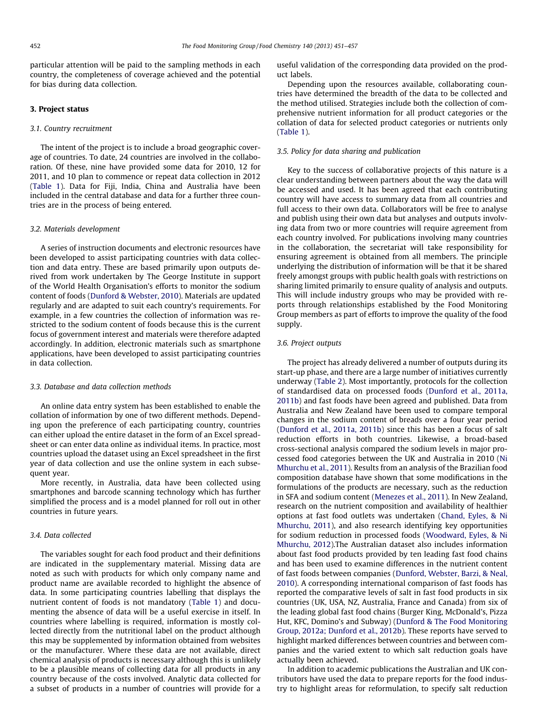particular attention will be paid to the sampling methods in each country, the completeness of coverage achieved and the potential for bias during data collection.

## 3. Project status

### 3.1. Country recruitment

The intent of the project is to include a broad geographic coverage of countries. To date, 24 countries are involved in the collaboration. Of these, nine have provided some data for 2010, 12 for 2011, and 10 plan to commence or repeat data collection in 2012 (Table 1). Data for Fiji, India, China and Australia have been included in the central database and data for a further three countries are in the process of being entered.

### 3.2. Materials development

A series of instruction documents and electronic resources have been developed to assist participating countries with data collection and data entry. These are based primarily upon outputs derived from work undertaken by The George Institute in support of the World Health Organisation's efforts to monitor the sodium content of foods (Dunford & Webster, 2010). Materials are updated regularly and are adapted to suit each country's requirements. For example, in a few countries the collection of information was restricted to the sodium content of foods because this is the current focus of government interest and materials were therefore adapted accordingly. In addition, electronic materials such as smartphone applications, have been developed to assist participating countries in data collection.

### 3.3. Database and data collection methods

An online data entry system has been established to enable the collation of information by one of two different methods. Depending upon the preference of each participating country, countries can either upload the entire dataset in the form of an Excel spreadsheet or can enter data online as individual items. In practice, most countries upload the dataset using an Excel spreadsheet in the first year of data collection and use the online system in each subsequent year.

More recently, in Australia, data have been collected using smartphones and barcode scanning technology which has further simplified the process and is a model planned for roll out in other countries in future years.

### 3.4. Data collected

The variables sought for each food product and their definitions are indicated in the supplementary material. Missing data are noted as such with products for which only company name and product name are available recorded to highlight the absence of data. In some participating countries labelling that displays the nutrient content of foods is not mandatory (Table 1) and documenting the absence of data will be a useful exercise in itself. In countries where labelling is required, information is mostly collected directly from the nutritional label on the product although this may be supplemented by information obtained from websites or the manufacturer. Where these data are not available, direct chemical analysis of products is necessary although this is unlikely to be a plausible means of collecting data for all products in any country because of the costs involved. Analytic data collected for a subset of products in a number of countries will provide for a useful validation of the corresponding data provided on the product labels.

Depending upon the resources available, collaborating countries have determined the breadth of the data to be collected and the method utilised. Strategies include both the collection of comprehensive nutrient information for all product categories or the collation of data for selected product categories or nutrients only (Table 1).

### 3.5. Policy for data sharing and publication

Key to the success of collaborative projects of this nature is a clear understanding between partners about the way the data will be accessed and used. It has been agreed that each contributing country will have access to summary data from all countries and full access to their own data. Collaborators will be free to analyse and publish using their own data but analyses and outputs involving data from two or more countries will require agreement from each country involved. For publications involving many countries in the collaboration, the secretariat will take responsibility for ensuring agreement is obtained from all members. The principle underlying the distribution of information will be that it be shared freely amongst groups with public health goals with restrictions on sharing limited primarily to ensure quality of analysis and outputs. This will include industry groups who may be provided with reports through relationships established by the Food Monitoring Group members as part of efforts to improve the quality of the food supply.

### 3.6. Project outputs

The project has already delivered a number of outputs during its start-up phase, and there are a large number of initiatives currently underway (Table 2). Most importantly, protocols for the collection of standardised data on processed foods (Dunford et al., 2011a, 2011b) and fast foods have been agreed and published. Data from Australia and New Zealand have been used to compare temporal changes in the sodium content of breads over a four year period (Dunford et al., 2011a, 2011b) since this has been a focus of salt reduction efforts in both countries. Likewise, a broad-based cross-sectional analysis compared the sodium levels in major processed food categories between the UK and Australia in 2010 (Ni Mhurchu et al., 2011). Results from an analysis of the Brazilian food composition database have shown that some modifications in the formulations of the products are necessary, such as the reduction in SFA and sodium content (Menezes et al., 2011). In New Zealand, research on the nutrient composition and availability of healthier options at fast food outlets was undertaken (Chand, Eyles, & Ni Mhurchu, 2011), and also research identifying key opportunities for sodium reduction in processed foods (Woodward, Eyles, & Ni Mhurchu, 2012).The Australian dataset also includes information about fast food products provided by ten leading fast food chains and has been used to examine differences in the nutrient content of fast foods between companies (Dunford, Webster, Barzi, & Neal, 2010). A corresponding international comparison of fast foods has reported the comparative levels of salt in fast food products in six countries (UK, USA, NZ, Australia, France and Canada) from six of the leading global fast food chains (Burger King, McDonald's, Pizza Hut, KFC, Domino's and Subway) (Dunford & The Food Monitoring Group, 2012a; Dunford et al., 2012b). These reports have served to highlight marked differences between countries and between companies and the varied extent to which salt reduction goals have actually been achieved.

In addition to academic publications the Australian and UK contributors have used the data to prepare reports for the food industry to highlight areas for reformulation, to specify salt reduction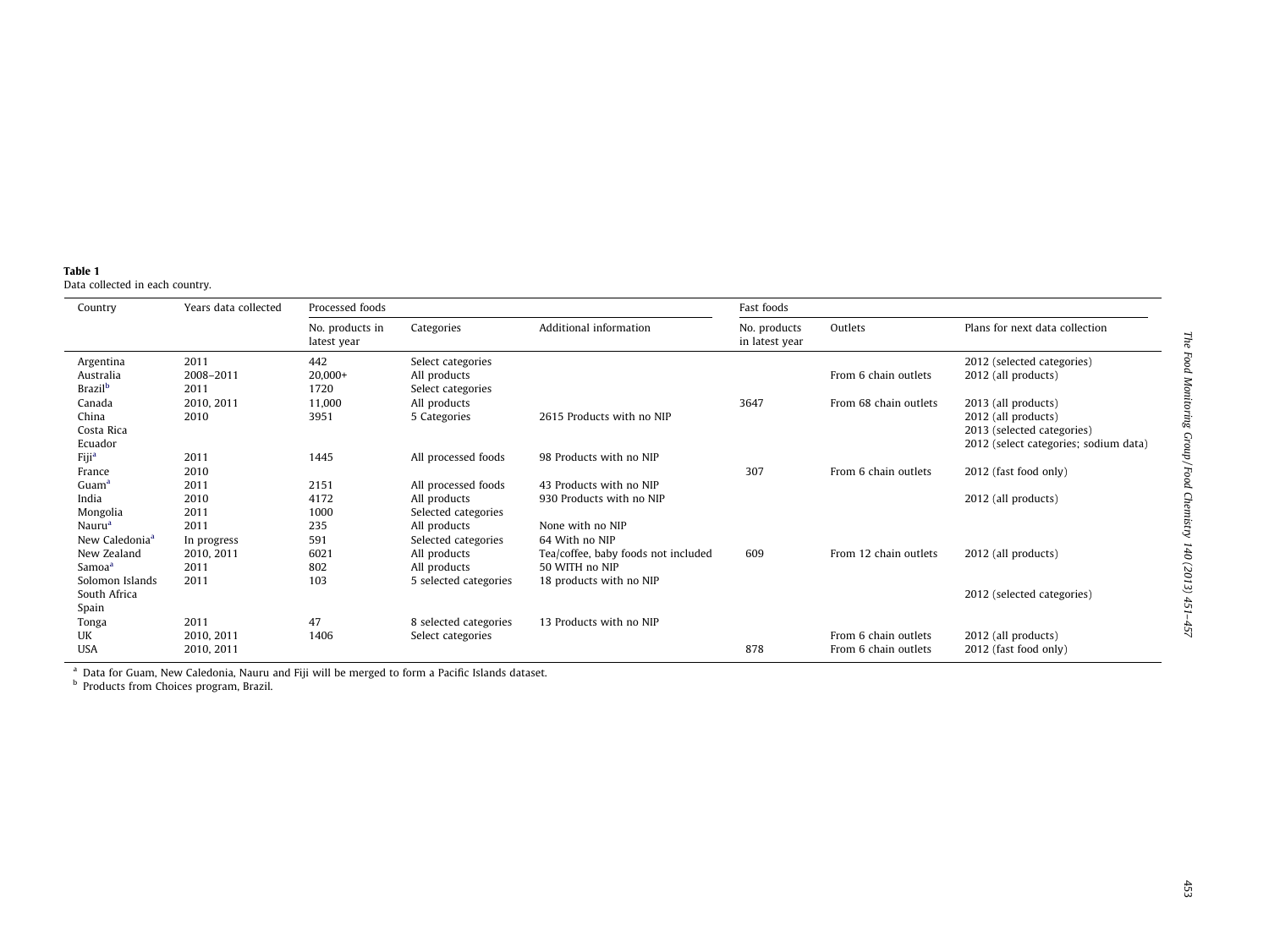**Table 1**
Data collected in each country.

| Country | Years data collected | Processed foods | | | Fast foods | | |
|---|---|---|---|---|---|---|---|
| | | No. products in latest year | Categories | Additional information | No. products in latest year | Outlets | Plans for next data collection |
| Argentina | 2011 | 442 | Select categories | | | | 2012 (selected categories) |
| Australia | 2008–2011 | 20,000+ | All products | | | From 6 chain outlets | 2012 (all products) |
| Brazil[b] | 2011 | 1720 | Select categories | | | | |
| Canada | 2010, 2011 | 11,000 | All products | | 3647 | From 68 chain outlets | 2013 (all products) |
| China | 2010 | 3951 | 5 Categories | 2615 Products with no NIP | | | 2012 (all products) |
| Costa Rica | | | | | | | 2013 (selected categories) |
| Ecuador | | | | | | | 2012 (select categories; sodium data) |
| Fiji[a] | 2011 | 1445 | All processed foods | 98 Products with no NIP | | | |
| France | 2010 | | | | 307 | From 6 chain outlets | 2012 (fast food only) |
| Guam[a] | 2011 | 2151 | All processed foods | 43 Products with no NIP | | | |
| India | 2010 | 4172 | All products | 930 Products with no NIP | | | 2012 (all products) |
| Mongolia | 2011 | 1000 | Selected categories | | | | |
| Nauru[a] | 2011 | 235 | All products | None with no NIP | | | |
| New Caledonia[a] | In progress | 591 | Selected categories | 64 With no NIP | | | |
| New Zealand | 2010, 2011 | 6021 | All products | Tea/coffee, baby foods not included | 609 | From 12 chain outlets | 2012 (all products) |
| Samoa[a] | 2011 | 802 | All products | 50 WITH no NIP | | | |
| Solomon Islands | 2011 | 103 | 5 selected categories | 18 products with no NIP | | | |
| South Africa | | | | | | | 2012 (selected categories) |
| Spain | | | | | | | |
| Tonga | 2011 | 47 | 8 selected categories | 13 Products with no NIP | | | |
| UK | 2010, 2011 | 1406 | Select categories | | | From 6 chain outlets | 2012 (all products) |
| USA | 2010, 2011 | | | | 878 | From 6 chain outlets | 2012 (fast food only) |

[a] Data for Guam, New Caledonia, Nauru and Fiji will be merged to form a Pacific Islands dataset.
[b] Products from Choices program, Brazil.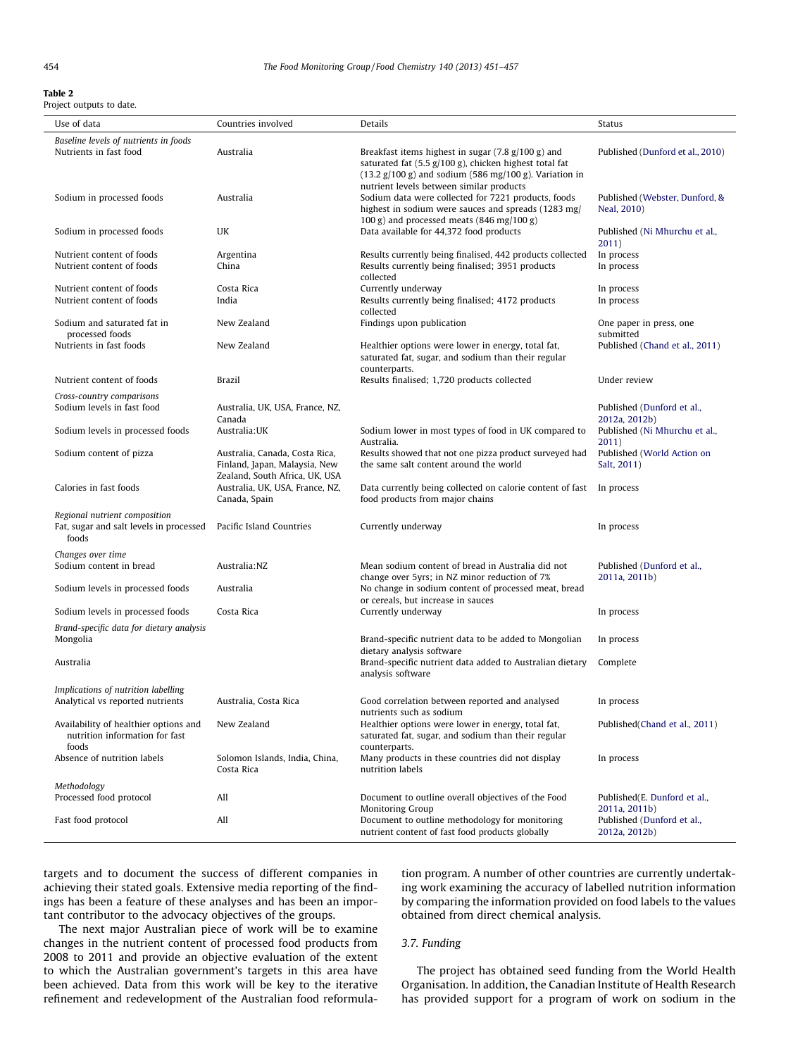**Table 2**
Project outputs to date.

| Use of data | Countries involved | Details | Status |
|---|---|---|---|
| *Baseline levels of nutrients in foods* | | | |
| Nutrients in fast food | Australia | Breakfast items highest in sugar (7.8 g/100 g) and saturated fat (5.5 g/100 g), chicken highest total fat (13.2 g/100 g) and sodium (586 mg/100 g). Variation in nutrient levels between similar products | Published (Dunford et al., 2010) |
| Sodium in processed foods | Australia | Sodium data were collected for 7221 products, foods highest in sodium were sauces and spreads (1283 mg/100 g) and processed meats (846 mg/100 g) | Published (Webster, Dunford, & Neal, 2010) |
| Sodium in processed foods | UK | Data available for 44,372 food products | Published (Ni Mhurchu et al., 2011) |
| Nutrient content of foods | Argentina | Results currently being finalised, 442 products collected | In process |
| Nutrient content of foods | China | Results currently being finalised; 3951 products collected | In process |
| Nutrient content of foods | Costa Rica | Currently underway | In process |
| Nutrient content of foods | India | Results currently being finalised; 4172 products collected | In process |
| Sodium and saturated fat in processed foods | New Zealand | Findings upon publication | One paper in press, one submitted |
| Nutrients in fast foods | New Zealand | Healthier options were lower in energy, total fat, saturated fat, sugar, and sodium than their regular counterparts. | Published (Chand et al., 2011) |
| Nutrient content of foods | Brazil | Results finalised; 1,720 products collected | Under review |
| *Cross-country comparisons* | | | |
| Sodium levels in fast food | Australia, UK, USA, France, NZ, Canada | | Published (Dunford et al., 2012a, 2012b) |
| Sodium levels in processed foods | Australia:UK | Sodium lower in most types of food in UK compared to Australia. | Published (Ni Mhurchu et al., 2011) |
| Sodium content of pizza | Australia, Canada, Costa Rica, Finland, Japan, Malaysia, New Zealand, South Africa, UK, USA | Results showed that not one pizza product surveyed had the same salt content around the world | Published (World Action on Salt, 2011) |
| Calories in fast foods | Australia, UK, USA, France, NZ, Canada, Spain | Data currently being collected on calorie content of fast food products from major chains | In process |
| *Regional nutrient composition* | | | |
| Fat, sugar and salt levels in processed foods | Pacific Island Countries | Currently underway | In process |
| *Changes over time* | | | |
| Sodium content in bread | Australia:NZ | Mean sodium content of bread in Australia did not change over 5yrs; in NZ minor reduction of 7% | Published (Dunford et al., 2011a, 2011b) |
| Sodium levels in processed foods | Australia | No change in sodium content of processed meat, bread or cereals, but increase in sauces | |
| Sodium levels in processed foods | Costa Rica | Currently underway | In process |
| *Brand-specific data for dietary analysis* | | | |
| Mongolia | | Brand-specific nutrient data to be added to Mongolian dietary analysis software | In process |
| Australia | | Brand-specific nutrient data added to Australian dietary analysis software | Complete |
| *Implications of nutrition labelling* | | | |
| Analytical vs reported nutrients | Australia, Costa Rica | Good correlation between reported and analysed nutrients such as sodium | In process |
| Availability of healthier options and nutrition information for fast foods | New Zealand | Healthier options were lower in energy, total fat, saturated fat, sugar, and sodium than their regular counterparts. | Published(Chand et al., 2011) |
| Absence of nutrition labels | Solomon Islands, India, China, Costa Rica | Many products in these countries did not display nutrition labels | In process |
| *Methodology* | | | |
| Processed food protocol | All | Document to outline overall objectives of the Food Monitoring Group | Published(E. Dunford et al., 2011a, 2011b) |
| Fast food protocol | All | Document to outline methodology for monitoring nutrient content of fast food products globally | Published (Dunford et al., 2012a, 2012b) |

targets and to document the success of different companies in achieving their stated goals. Extensive media reporting of the findings has been a feature of these analyses and has been an important contributor to the advocacy objectives of the groups.

The next major Australian piece of work will be to examine changes in the nutrient content of processed food products from 2008 to 2011 and provide an objective evaluation of the extent to which the Australian government's targets in this area have been achieved. Data from this work will be key to the iterative refinement and redevelopment of the Australian food reformulation program. A number of other countries are currently undertaking work examining the accuracy of labelled nutrition information by comparing the information provided on food labels to the values obtained from direct chemical analysis.

### 3.7. Funding

The project has obtained seed funding from the World Health Organisation. In addition, the Canadian Institute of Health Research has provided support for a program of work on sodium in the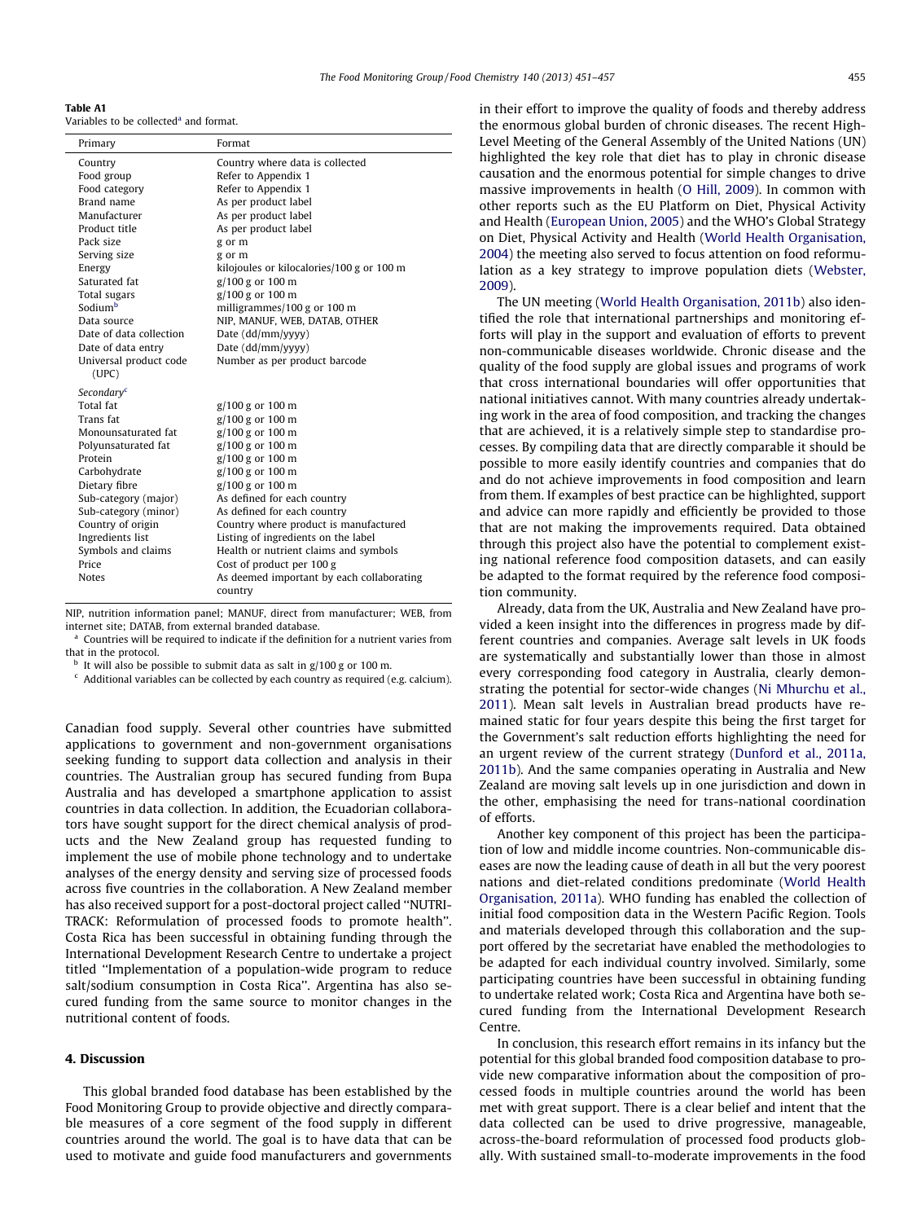**Table A1**
Variables to be collected[a] and format.

| Primary | Format |
|---|---|
| Country | Country where data is collected |
| Food group | Refer to Appendix 1 |
| Food category | Refer to Appendix 1 |
| Brand name | As per product label |
| Manufacturer | As per product label |
| Product title | As per product label |
| Pack size | g or m |
| Serving size | g or m |
| Energy | kilojoules or kilocalories/100 g or 100 m |
| Saturated fat | g/100 g or 100 m |
| Total sugars | g/100 g or 100 m |
| Sodium[b] | milligrammes/100 g or 100 m |
| Data source | NIP, MANUF, WEB, DATAB, OTHER |
| Date of data collection | Date (dd/mm/yyyy) |
| Date of data entry | Date (dd/mm/yyyy) |
| Universal product code (UPC) | Number as per product barcode |
| *Secondary*[c] | |
| Total fat | g/100 g or 100 m |
| Trans fat | g/100 g or 100 m |
| Monounsaturated fat | g/100 g or 100 m |
| Polyunsaturated fat | g/100 g or 100 m |
| Protein | g/100 g or 100 m |
| Carbohydrate | g/100 g or 100 m |
| Dietary fibre | g/100 g or 100 m |
| Sub-category (major) | As defined for each country |
| Sub-category (minor) | As defined for each country |
| Country of origin | Country where product is manufactured |
| Ingredients list | Listing of ingredients on the label |
| Symbols and claims | Health or nutrient claims and symbols |
| Price | Cost of product per 100 g |
| Notes | As deemed important by each collaborating country |

NIP, nutrition information panel; MANUF, direct from manufacturer; WEB, from internet site; DATAB, from external branded database.
[a] Countries will be required to indicate if the definition for a nutrient varies from that in the protocol.
[b] It will also be possible to submit data as salt in g/100 g or 100 m.
[c] Additional variables can be collected by each country as required (e.g. calcium).

Canadian food supply. Several other countries have submitted applications to government and non-government organisations seeking funding to support data collection and analysis in their countries. The Australian group has secured funding from Bupa Australia and has developed a smartphone application to assist countries in data collection. In addition, the Ecuadorian collaborators have sought support for the direct chemical analysis of products and the New Zealand group has requested funding to implement the use of mobile phone technology and to undertake analyses of the energy density and serving size of processed foods across five countries in the collaboration. A New Zealand member has also received support for a post-doctoral project called ''NUTRI-TRACK: Reformulation of processed foods to promote health''. Costa Rica has been successful in obtaining funding through the International Development Research Centre to undertake a project titled ''Implementation of a population-wide program to reduce salt/sodium consumption in Costa Rica''. Argentina has also secured funding from the same source to monitor changes in the nutritional content of foods.

## 4. Discussion

This global branded food database has been established by the Food Monitoring Group to provide objective and directly comparable measures of a core segment of the food supply in different countries around the world. The goal is to have data that can be used to motivate and guide food manufacturers and governments in their effort to improve the quality of foods and thereby address the enormous global burden of chronic diseases. The recent High-Level Meeting of the General Assembly of the United Nations (UN) highlighted the key role that diet has to play in chronic disease causation and the enormous potential for simple changes to drive massive improvements in health (O Hill, 2009). In common with other reports such as the EU Platform on Diet, Physical Activity and Health (European Union, 2005) and the WHO's Global Strategy on Diet, Physical Activity and Health (World Health Organisation, 2004) the meeting also served to focus attention on food reformulation as a key strategy to improve population diets (Webster, 2009).

The UN meeting (World Health Organisation, 2011b) also identified the role that international partnerships and monitoring efforts will play in the support and evaluation of efforts to prevent non-communicable diseases worldwide. Chronic disease and the quality of the food supply are global issues and programs of work that cross international boundaries will offer opportunities that national initiatives cannot. With many countries already undertaking work in the area of food composition, and tracking the changes that are achieved, it is a relatively simple step to standardise processes. By compiling data that are directly comparable it should be possible to more easily identify countries and companies that do and do not achieve improvements in food composition and learn from them. If examples of best practice can be highlighted, support and advice can more rapidly and efficiently be provided to those that are not making the improvements required. Data obtained through this project also have the potential to complement existing national reference food composition datasets, and can easily be adapted to the format required by the reference food composition community.

Already, data from the UK, Australia and New Zealand have provided a keen insight into the differences in progress made by different countries and companies. Average salt levels in UK foods are systematically and substantially lower than those in almost every corresponding food category in Australia, clearly demonstrating the potential for sector-wide changes (Ni Mhurchu et al., 2011). Mean salt levels in Australian bread products have remained static for four years despite this being the first target for the Government's salt reduction efforts highlighting the need for an urgent review of the current strategy (Dunford et al., 2011a, 2011b). And the same companies operating in Australia and New Zealand are moving salt levels up in one jurisdiction and down in the other, emphasising the need for trans-national coordination of efforts.

Another key component of this project has been the participation of low and middle income countries. Non-communicable diseases are now the leading cause of death in all but the very poorest nations and diet-related conditions predominate (World Health Organisation, 2011a). WHO funding has enabled the collection of initial food composition data in the Western Pacific Region. Tools and materials developed through this collaboration and the support offered by the secretariat have enabled the methodologies to be adapted for each individual country involved. Similarly, some participating countries have been successful in obtaining funding to undertake related work; Costa Rica and Argentina have both secured funding from the International Development Research Centre.

In conclusion, this research effort remains in its infancy but the potential for this global branded food composition database to provide new comparative information about the composition of processed foods in multiple countries around the world has been met with great support. There is a clear belief and intent that the data collected can be used to drive progressive, manageable, across-the-board reformulation of processed food products globally. With sustained small-to-moderate improvements in the food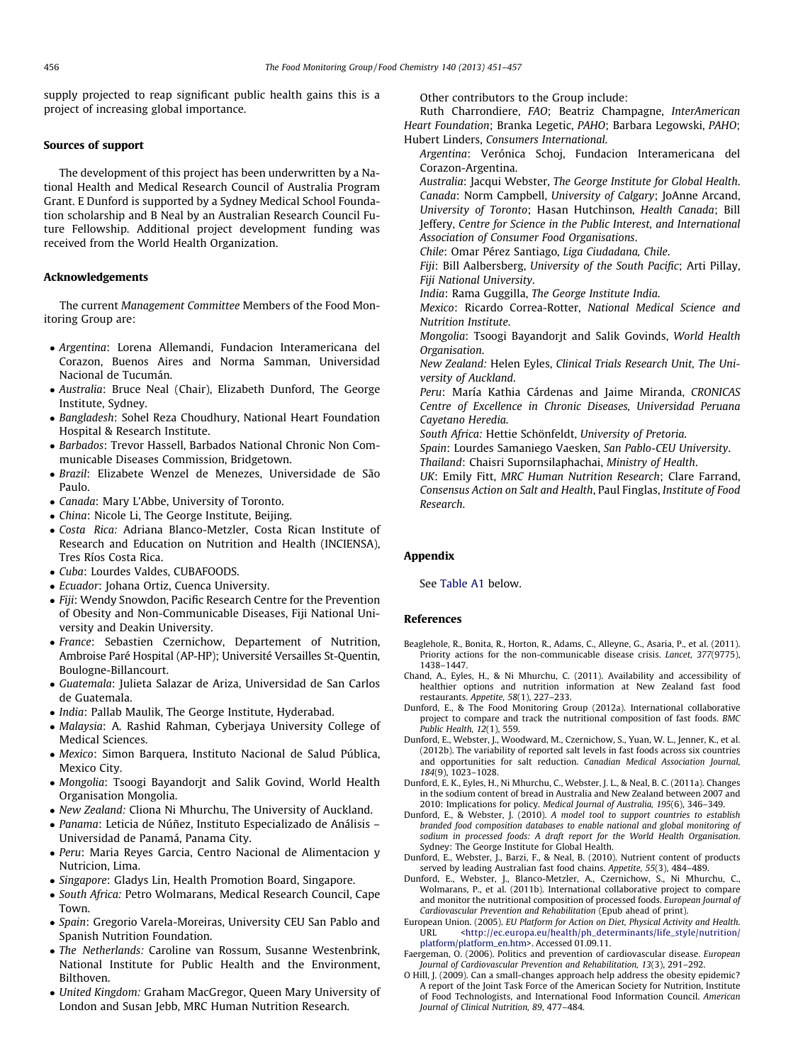supply projected to reap significant public health gains this is a project of increasing global importance.

## Sources of support

The development of this project has been underwritten by a National Health and Medical Research Council of Australia Program Grant. E Dunford is supported by a Sydney Medical School Foundation scholarship and B Neal by an Australian Research Council Future Fellowship. Additional project development funding was received from the World Health Organization.

## Acknowledgements

The current *Management Committee* Members of the Food Monitoring Group are:

- *Argentina*: Lorena Allemandi, Fundacion Interamericana del Corazon, Buenos Aires and Norma Samman, Universidad Nacional de Tucumán.
- *Australia*: Bruce Neal (Chair), Elizabeth Dunford, The George Institute, Sydney.
- *Bangladesh*: Sohel Reza Choudhury, National Heart Foundation Hospital & Research Institute.
- *Barbados*: Trevor Hassell, Barbados National Chronic Non Communicable Diseases Commission, Bridgetown.
- *Brazil*: Elizabete Wenzel de Menezes, Universidade de São Paulo.
- *Canada*: Mary L'Abbe, University of Toronto.
- *China*: Nicole Li, The George Institute, Beijing.
- *Costa Rica:* Adriana Blanco-Metzler, Costa Rican Institute of Research and Education on Nutrition and Health (INCIENSA), Tres Ríos Costa Rica.
- *Cuba*: Lourdes Valdes, CUBAFOODS.
- *Ecuador*: Johana Ortiz, Cuenca University.
- *Fiji*: Wendy Snowdon, Pacific Research Centre for the Prevention of Obesity and Non-Communicable Diseases, Fiji National University and Deakin University.
- *France*: Sebastien Czernichow, Departement of Nutrition, Ambroise Paré Hospital (AP-HP); Université Versailles St-Quentin, Boulogne-Billancourt.
- *Guatemala*: Julieta Salazar de Ariza, Universidad de San Carlos de Guatemala.
- *India*: Pallab Maulik, The George Institute, Hyderabad.
- *Malaysia*: A. Rashid Rahman, Cyberjaya University College of Medical Sciences.
- *Mexico*: Simon Barquera, Instituto Nacional de Salud Pública, Mexico City.
- *Mongolia*: Tsoogi Bayandorjt and Salik Govind, World Health Organisation Mongolia.
- *New Zealand:* Cliona Ni Mhurchu, The University of Auckland.
- *Panama*: Leticia de Núñez, Instituto Especializado de Análisis – Universidad de Panamá, Panama City.
- *Peru*: Maria Reyes Garcia, Centro Nacional de Alimentacion y Nutricion, Lima.
- *Singapore*: Gladys Lin, Health Promotion Board, Singapore.
- *South Africa:* Petro Wolmarans, Medical Research Council, Cape Town.
- *Spain*: Gregorio Varela-Moreiras, University CEU San Pablo and Spanish Nutrition Foundation.
- *The Netherlands:* Caroline van Rossum, Susanne Westenbrink, National Institute for Public Health and the Environment, Bilthoven.
- *United Kingdom:* Graham MacGregor, Queen Mary University of London and Susan Jebb, MRC Human Nutrition Research.

Other contributors to the Group include:

Ruth Charrondiere, *FAO*; Beatriz Champagne, *InterAmerican Heart Foundation*; Branka Legetic, *PAHO*; Barbara Legowski, *PAHO*; Hubert Linders, *Consumers International*.

*Argentina*: Verónica Schoj, Fundacion Interamericana del Corazon-Argentina.

*Australia*: Jacqui Webster, *The George Institute for Global Health*.

*Canada*: Norm Campbell, *University of Calgary*; JoAnne Arcand, *University of Toronto*; Hasan Hutchinson, *Health Canada*; Bill Jeffery, *Centre for Science in the Public Interest, and International Association of Consumer Food Organisations*.

*Chile*: Omar Pérez Santiago, *Liga Ciudadana, Chile*.

*Fiji*: Bill Aalbersberg, *University of the South Pacific*; Arti Pillay, *Fiji National University*.

*India*: Rama Guggilla, *The George Institute India*.

*Mexico*: Ricardo Correa-Rotter, *National Medical Science and Nutrition Institute*.

*Mongolia*: Tsoogi Bayandorjt and Salik Govinds, *World Health Organisation*.

*New Zealand:* Helen Eyles, *Clinical Trials Research Unit, The University of Auckland*.

*Peru*: María Kathia Cárdenas and Jaime Miranda, *CRONICAS Centre of Excellence in Chronic Diseases, Universidad Peruana Cayetano Heredia*.

*South Africa:* Hettie Schönfeldt, *University of Pretoria*.

*Spain*: Lourdes Samaniego Vaesken, *San Pablo-CEU University*.

*Thailand*: Chaisri Supornsilaphachai, *Ministry of Health*.

*UK*: Emily Fitt, *MRC Human Nutrition Research*; Clare Farrand, *Consensus Action on Salt and Health*, Paul Finglas, *Institute of Food Research*.

## Appendix

See Table A1 below.

## References

Beaglehole, R., Bonita, R., Horton, R., Adams, C., Alleyne, G., Asaria, P., et al. (2011). Priority actions for the non-communicable disease crisis. *Lancet, 377*(9775), 1438–1447.

Chand, A., Eyles, H., & Ni Mhurchu, C. (2011). Availability and accessibility of healthier options and nutrition information at New Zealand fast food restaurants. *Appetite, 58*(1), 227–233.

Dunford, E., & The Food Monitoring Group (2012a). International collaborative project to compare and track the nutritional composition of fast foods. *BMC Public Health, 12*(1), 559.

Dunford, E., Webster, J., Woodward, M., Czernichow, S., Yuan, W. L., Jenner, K., et al. (2012b). The variability of reported salt levels in fast foods across six countries and opportunities for salt reduction. *Canadian Medical Association Journal, 184*(9), 1023–1028.

Dunford, E. K., Eyles, H., Ni Mhurchu, C., Webster, J. L., & Neal, B. C. (2011a). Changes in the sodium content of bread in Australia and New Zealand between 2007 and 2010: Implications for policy. *Medical Journal of Australia, 195*(6), 346–349.

Dunford, E., & Webster, J. (2010). *A model tool to support countries to establish branded food composition databases to enable national and global monitoring of sodium in processed foods: A draft report for the World Health Organisation*. Sydney: The George Institute for Global Health.

Dunford, E., Webster, J., Barzi, F., & Neal, B. (2010). Nutrient content of products served by leading Australian fast food chains. *Appetite, 55*(3), 484–489.

Dunford, E., Webster, J., Blanco-Metzler, A., Czernichow, S., Ni Mhurchu, C., Wolmarans, P., et al. (2011b). International collaborative project to compare and monitor the nutritional composition of processed foods. *European Journal of Cardiovascular Prevention and Rehabilitation* (Epub ahead of print).

European Union. (2005). *EU Platform for Action on Diet, Physical Activity and Health*. URL <http://ec.europa.eu/health/ph_determinants/life_style/nutrition/platform/platform_en.htm>. Accessed 01.09.11.

Faergeman, O. (2006). Politics and prevention of cardiovascular disease. *European Journal of Cardiovascular Prevention and Rehabilitation, 13*(3), 291–292.

O Hill, J. (2009). Can a small-changes approach help address the obesity epidemic? A report of the Joint Task Force of the American Society for Nutrition, Institute of Food Technologists, and International Food Information Council. *American Journal of Clinical Nutrition, 89*, 477–484.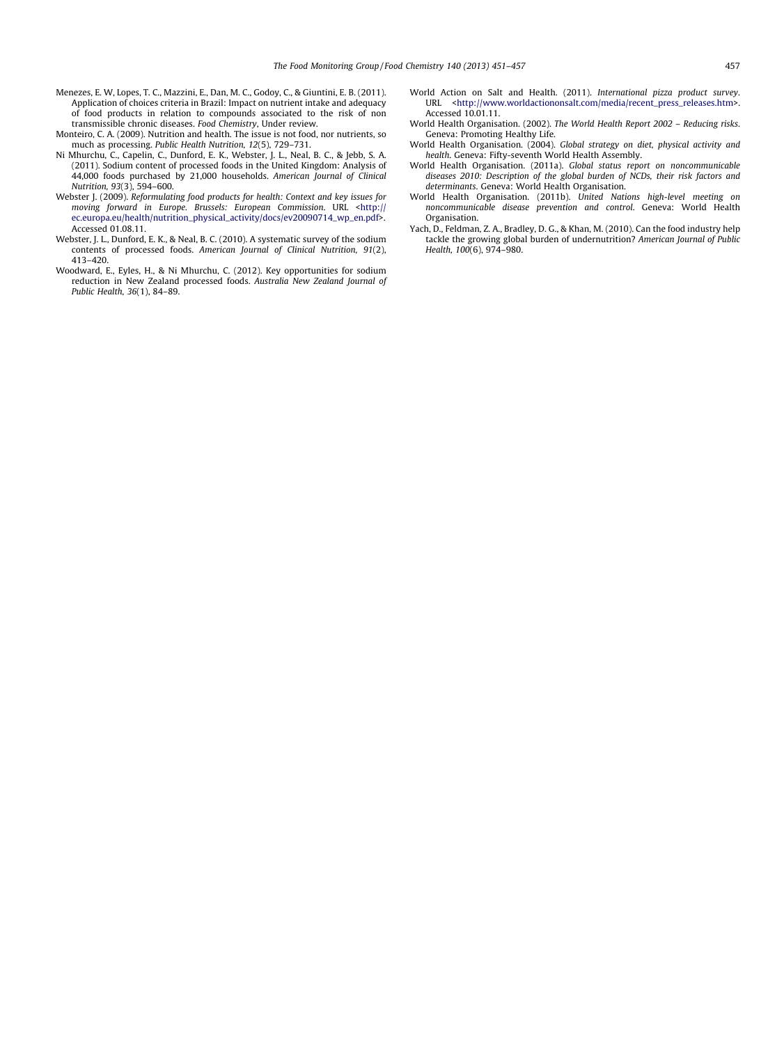Menezes, E. W, Lopes, T. C., Mazzini, E., Dan, M. C., Godoy, C., & Giuntini, E. B. (2011). Application of choices criteria in Brazil: Impact on nutrient intake and adequacy of food products in relation to compounds associated to the risk of non transmissible chronic diseases. *Food Chemistry*, Under review.

Monteiro, C. A. (2009). Nutrition and health. The issue is not food, nor nutrients, so much as processing. *Public Health Nutrition, 12*(5), 729–731.

Ni Mhurchu, C., Capelin, C., Dunford, E. K., Webster, J. L., Neal, B. C., & Jebb, S. A. (2011). Sodium content of processed foods in the United Kingdom: Analysis of 44,000 foods purchased by 21,000 households. *American Journal of Clinical Nutrition, 93*(3), 594–600.

Webster J. (2009). *Reformulating food products for health: Context and key issues for moving forward in Europe. Brussels: European Commission*. URL <http://ec.europa.eu/health/nutrition_physical_activity/docs/ev20090714_wp_en.pdf>. Accessed 01.08.11.

Webster, J. L., Dunford, E. K., & Neal, B. C. (2010). A systematic survey of the sodium contents of processed foods. *American Journal of Clinical Nutrition, 91*(2), 413–420.

Woodward, E., Eyles, H., & Ni Mhurchu, C. (2012). Key opportunities for sodium reduction in New Zealand processed foods. *Australia New Zealand Journal of Public Health, 36*(1), 84–89.

World Action on Salt and Health. (2011). *International pizza product survey*. URL <http://www.worldactiononsalt.com/media/recent_press_releases.htm>. Accessed 10.01.11.

World Health Organisation. (2002). *The World Health Report 2002 – Reducing risks*. Geneva: Promoting Healthy Life.

World Health Organisation. (2004). *Global strategy on diet, physical activity and health*. Geneva: Fifty-seventh World Health Assembly.

World Health Organisation. (2011a). *Global status report on noncommunicable diseases 2010: Description of the global burden of NCDs, their risk factors and determinants*. Geneva: World Health Organisation.

World Health Organisation. (2011b). *United Nations high-level meeting on noncommunicable disease prevention and control*. Geneva: World Health Organisation.

Yach, D., Feldman, Z. A., Bradley, D. G., & Khan, M. (2010). Can the food industry help tackle the growing global burden of undernutrition? *American Journal of Public Health, 100*(6), 974–980.